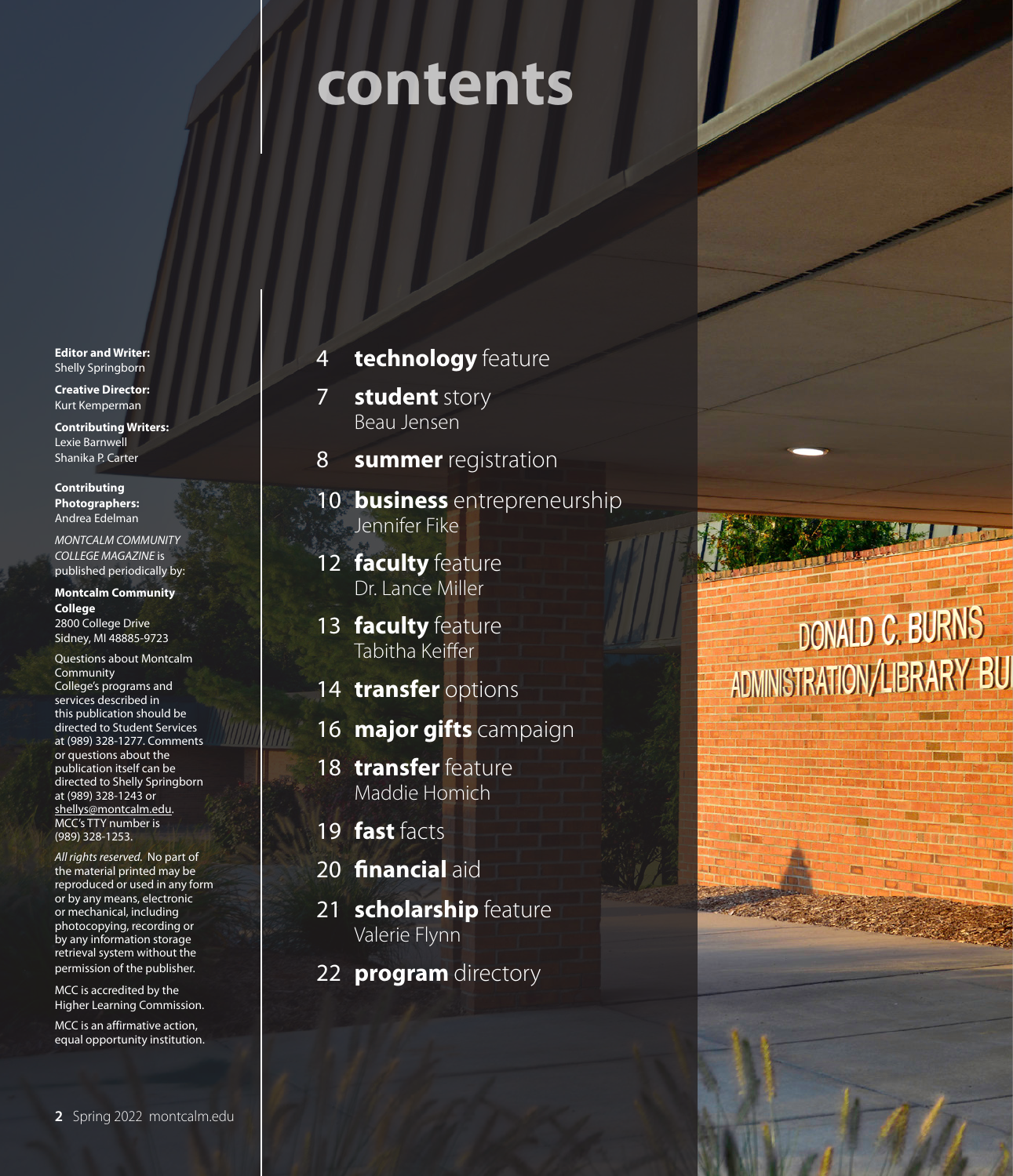# contents

4 **technology** feature

7 **student** story
Beau Jensen

8 **summer** registration

10 **business** entrepreneurship
Jennifer Fike

12 **faculty** feature
Dr. Lance Miller

13 **faculty** feature
Tabitha Keiffer

14 **transfer** options

16 **major gifts** campaign

18 **transfer** feature
Maddie Homich

19 **fast** facts

20 **financial** aid

21 **scholarship** feature
Valerie Flynn

22 **program** directory

**Editor and Writer:**
Shelly Springborn

**Creative Director:**
Kurt Kemperman

**Contributing Writers:**
Lexie Barnwell
Shanika P. Carter

**Contributing Photographers:**
Andrea Edelman

*MONTCALM COMMUNITY COLLEGE MAGAZINE* is published periodically by:

**Montcalm Community College**
2800 College Drive
Sidney, MI 48885-9723

Questions about Montcalm Community College's programs and services described in this publication should be directed to Student Services at (989) 328-1277. Comments or questions about the publication itself can be directed to Shelly Springborn at (989) 328-1243 or shellys@montcalm.edu. MCC's TTY number is (989) 328-1253.

*All rights reserved.* No part of the material printed may be reproduced or used in any form or by any means, electronic or mechanical, including photocopying, recording or by any information storage retrieval system without the permission of the publisher.

MCC is accredited by the Higher Learning Commission.

MCC is an affirmative action, equal opportunity institution.

DONALD C. BURNS
ADMINISTRATION/LIBRARY BU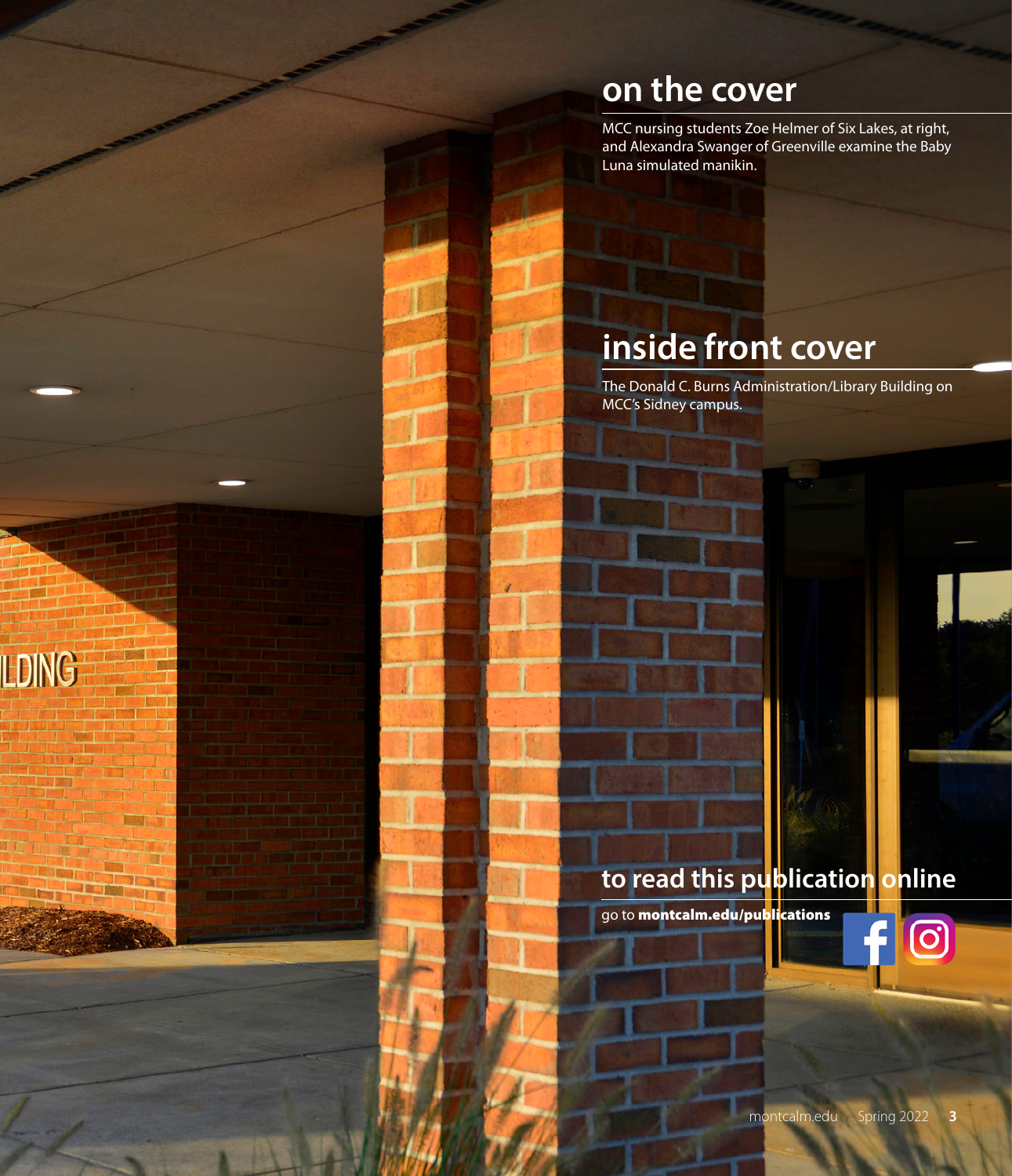## on the cover

MCC nursing students Zoe Helmer of Six Lakes, at right, and Alexandra Swanger of Greenville examine the Baby Luna simulated manikin.

## inside front cover

The Donald C. Burns Administration/Library Building on MCC's Sidney campus.

## to read this publication online

go to **montcalm.edu/publications**